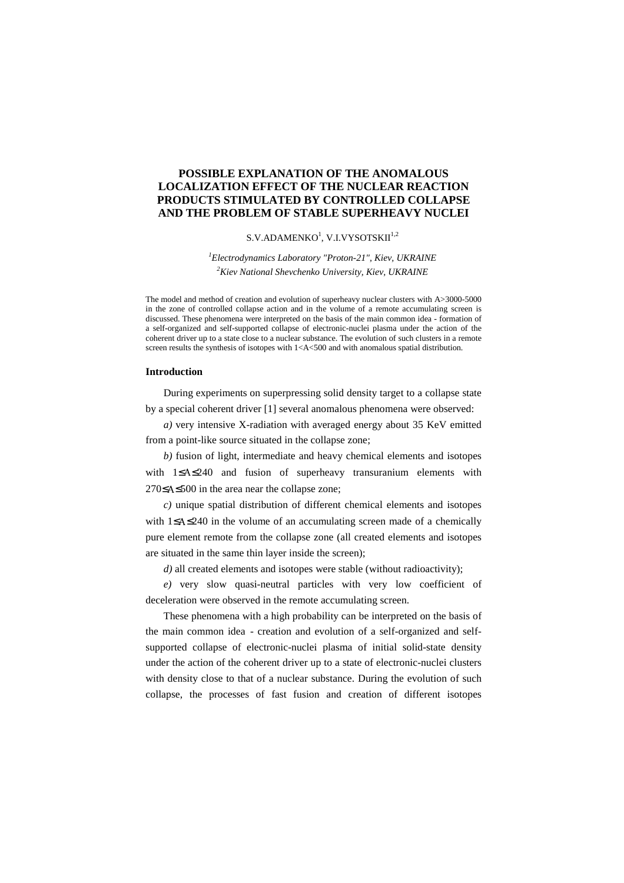# POSSIBLE EXPLANATION OF THE ANOMALOUS LOCALIZATION EFFECT OF THE NUCLEAR REACTION PRODUCTS STIMULATED BY CONTROLLED COLLAPSE AND THE PROBLEM OF STABLE SUPERHEAVY NUCLEI

S.V.ADAMENKO[1], V.I.VYSOTSKII[1,2]

[1]*Electrodynamics Laboratory "Proton-21", Kiev, UKRAINE*
[2]*Kiev National Shevchenko University, Kiev, UKRAINE*

The model and method of creation and evolution of superheavy nuclear clusters with A>3000-5000 in the zone of controlled collapse action and in the volume of a remote accumulating screen is discussed. These phenomena were interpreted on the basis of the main common idea - formation of a self-organized and self-supported collapse of electronic-nuclei plasma under the action of the coherent driver up to a state close to a nuclear substance. The evolution of such clusters in a remote screen results the synthesis of isotopes with 1<A<500 and with anomalous spatial distribution.

### Introduction

During experiments on superpressing solid density target to a collapse state by a special coherent driver [1] several anomalous phenomena were observed:

*a)* very intensive X-radiation with averaged energy about 35 KeV emitted from a point-like source situated in the collapse zone;

*b)* fusion of light, intermediate and heavy chemical elements and isotopes with $1 \leq A \leq 240$ and fusion of superheavy transuranium elements with $270 \leq A \leq 500$ in the area near the collapse zone;

*c)* unique spatial distribution of different chemical elements and isotopes with $1 \leq A \leq 240$ in the volume of an accumulating screen made of a chemically pure element remote from the collapse zone (all created elements and isotopes are situated in the same thin layer inside the screen);

*d)* all created elements and isotopes were stable (without radioactivity);

*e)* very slow quasi-neutral particles with very low coefficient of deceleration were observed in the remote accumulating screen.

These phenomena with a high probability can be interpreted on the basis of the main common idea - creation and evolution of a self-organized and self-supported collapse of electronic-nuclei plasma of initial solid-state density under the action of the coherent driver up to a state of electronic-nuclei clusters with density close to that of a nuclear substance. During the evolution of such collapse, the processes of fast fusion and creation of different isotopes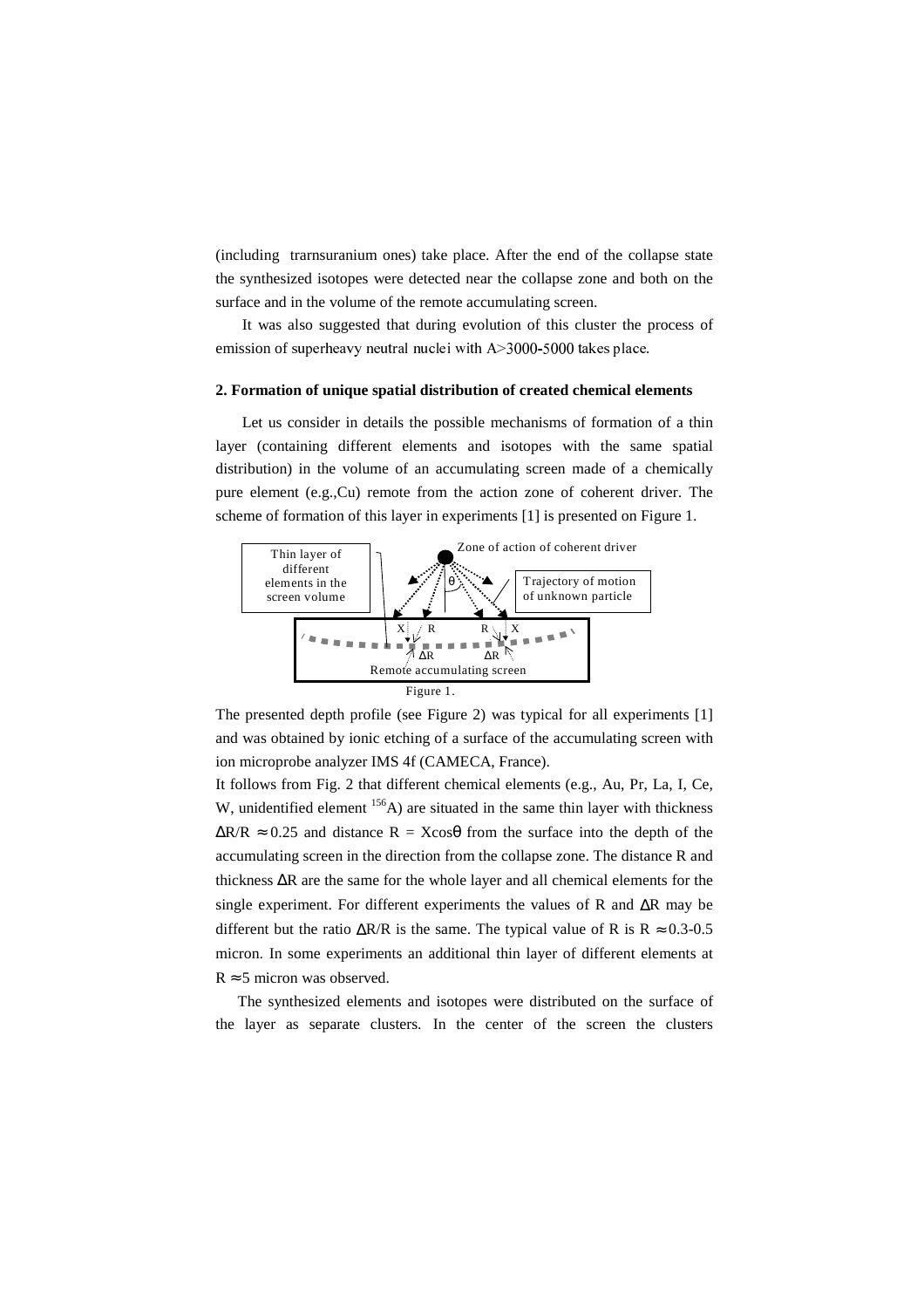(including trarnsuranium ones) take place. After the end of the collapse state the synthesized isotopes were detected near the collapse zone and both on the surface and in the volume of the remote accumulating screen.

It was also suggested that during evolution of this cluster the process of emission of superheavy neutral nuclei with A>3000-5000 takes place.

**2. Formation of unique spatial distribution of created chemical elements**

Let us consider in details the possible mechanisms of formation of a thin layer (containing different elements and isotopes with the same spatial distribution) in the volume of an accumulating screen made of a chemically pure element (e.g.,Cu) remote from the action zone of coherent driver. The scheme of formation of this layer in experiments [1] is presented on Figure 1.

Thin layer of different elements in the screen volume

Zone of action of coherent driver

θ

Trajectory of motion of unknown particle

X R R X

ΔR ΔR

Remote accumulating screen

Figure 1.

The presented depth profile (see Figure 2) was typical for all experiments [1] and was obtained by ionic etching of a surface of the accumulating screen with ion microprobe analyzer IMS 4f (CAMECA, France).

It follows from Fig. 2 that different chemical elements (e.g., Au, Pr, La, I, Ce, W, unidentified element $^{156}A$) are situated in the same thin layer with thickness $\Delta R/R \approx 0.25$ and distance $R = X\cos\theta$ from the surface into the depth of the accumulating screen in the direction from the collapse zone. The distance R and thickness $\Delta R$ are the same for the whole layer and all chemical elements for the single experiment. For different experiments the values of R and $\Delta R$ may be different but the ratio $\Delta R/R$ is the same. The typical value of R is $R \approx 0.3$-$0.5$ micron. In some experiments an additional thin layer of different elements at $R \approx 5$ micron was observed.

The synthesized elements and isotopes were distributed on the surface of the layer as separate clusters. In the center of the screen the clusters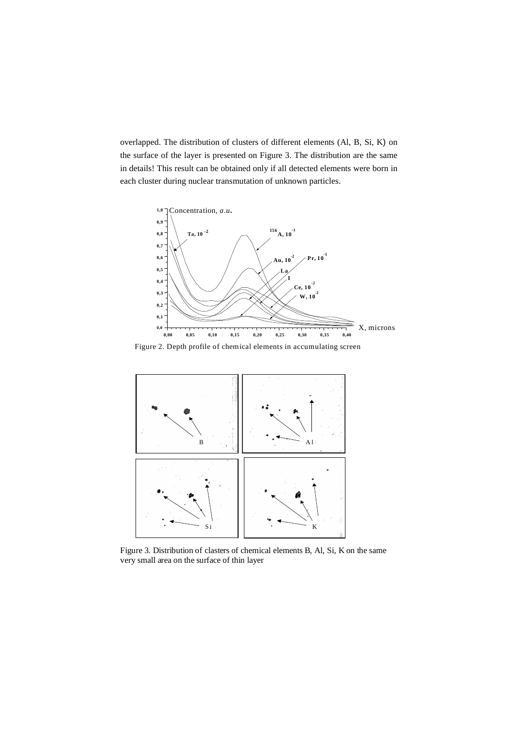overlapped. The distribution of clusters of different elements (Al, B, Si, K) on the surface of the layer is presented on Figure 3. The distribution are the same in details! This result can be obtained only if all detected elements were born in each cluster during nuclear transmutation of unknown particles.

Figure 2. Depth profile of chemical elements in accumulating screen

Figure 3. Distribution of clasters of chemical elements B, Al, Si, K on the same very small area on the surface of thin layer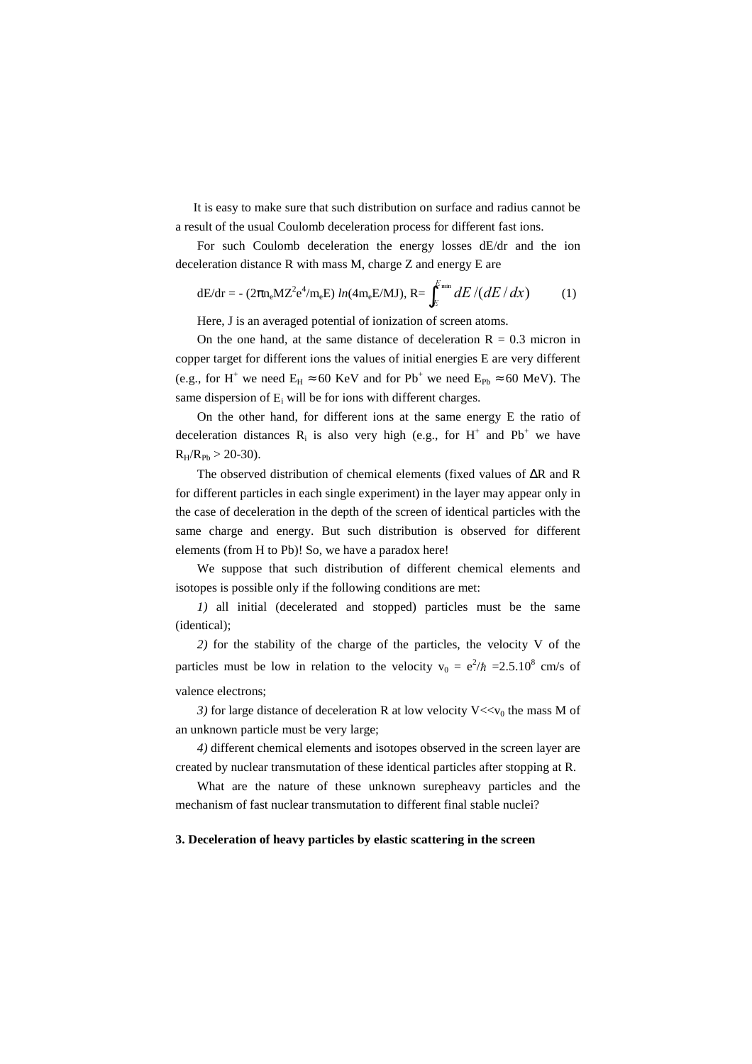It is easy to make sure that such distribution on surface and radius cannot be a result of the usual Coulomb deceleration process for different fast ions.

For such Coulomb deceleration the energy losses dE/dr and the ion deceleration distance R with mass M, charge Z and energy E are

$$dE/dr = -(2\pi n_e M Z^2 e^4/m_e E)\, ln(4m_e E/MJ),\ R= \int_{E}^{E_{\min}} dE/(dE/dx) \qquad (1)$$

Here, J is an averaged potential of ionization of screen atoms.

On the one hand, at the same distance of deceleration R = 0.3 micron in copper target for different ions the values of initial energies E are very different (e.g., for $H^+$ we need $E_H \approx 60$ KeV and for $Pb^+$ we need $E_{Pb} \approx 60$ MeV). The same dispersion of $E_i$ will be for ions with different charges.

On the other hand, for different ions at the same energy E the ratio of deceleration distances $R_i$ is also very high (e.g., for $H^+$ and $Pb^+$ we have $R_H/R_{Pb} > 20$-$30$).

The observed distribution of chemical elements (fixed values of $\Delta R$ and R for different particles in each single experiment) in the layer may appear only in the case of deceleration in the depth of the screen of identical particles with the same charge and energy. But such distribution is observed for different elements (from H to Pb)! So, we have a paradox here!

We suppose that such distribution of different chemical elements and isotopes is possible only if the following conditions are met:

*1)* all initial (decelerated and stopped) particles must be the same (identical);

*2)* for the stability of the charge of the particles, the velocity V of the particles must be low in relation to the velocity $v_0 = e^2/\hbar = 2.5.10^8$ cm/s of valence electrons;

*3)* for large distance of deceleration R at low velocity $V \ll v_0$ the mass M of an unknown particle must be very large;

*4)* different chemical elements and isotopes observed in the screen layer are created by nuclear transmutation of these identical particles after stopping at R.

What are the nature of these unknown surepheavy particles and the mechanism of fast nuclear transmutation to different final stable nuclei?

### 3. Deceleration of heavy particles by elastic scattering in the screen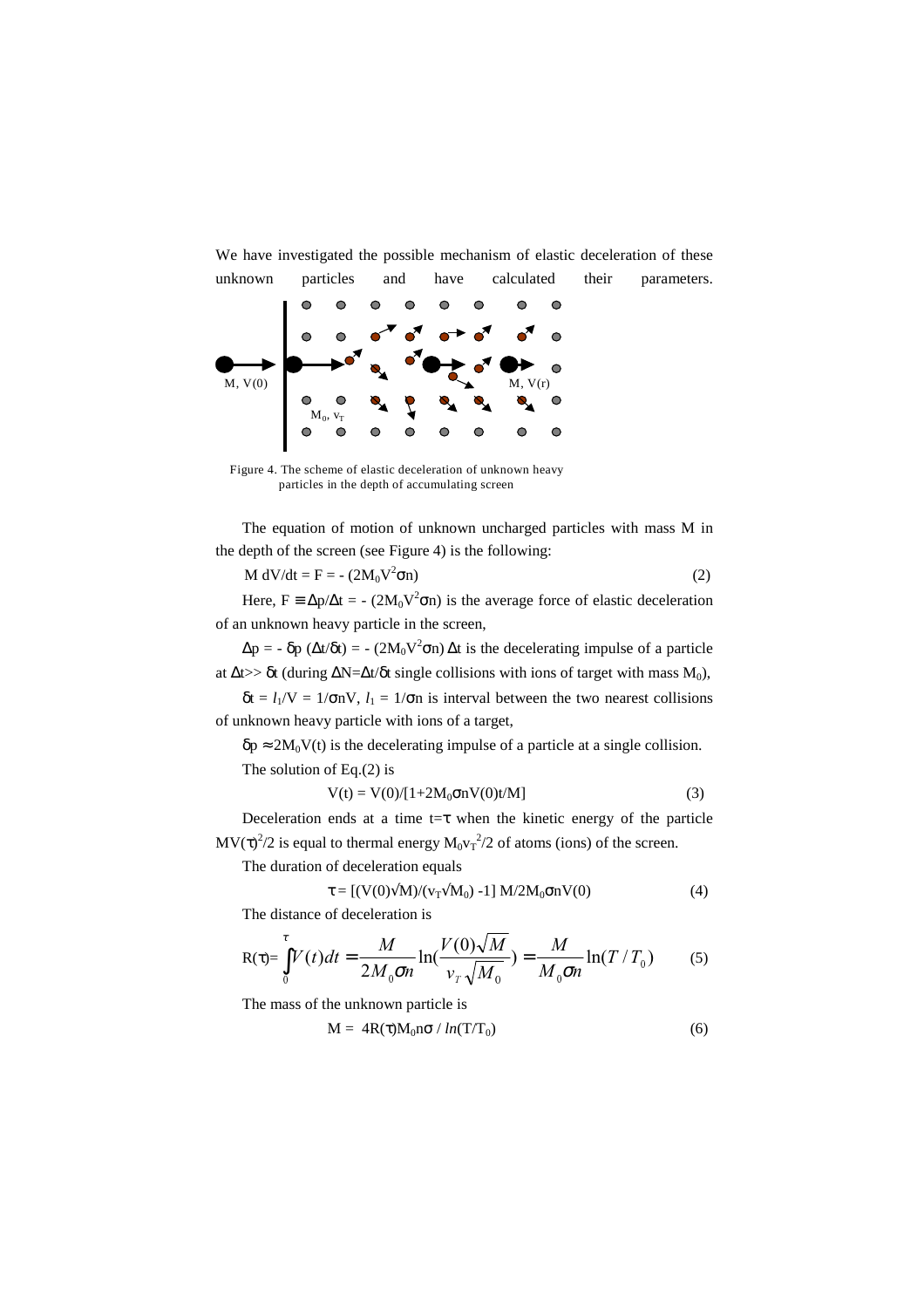We have investigated the possible mechanism of elastic deceleration of these unknown particles and have calculated their parameters.

Figure 4. The scheme of elastic deceleration of unknown heavy particles in the depth of accumulating screen

The equation of motion of unknown uncharged particles with mass M in the depth of the screen (see Figure 4) is the following:

$$M\, dV/dt = F = -(2M_0V^2\sigma n) \tag{2}$$

Here, $F \equiv \Delta p/\Delta t = -(2M_0V^2\sigma n)$ is the average force of elastic deceleration of an unknown heavy particle in the screen,

$\Delta p = -\delta p\,(\Delta t/\delta t) = -(2M_0V^2\sigma n)\,\Delta t$ is the decelerating impulse of a particle at $\Delta t \gg \delta t$ (during $\Delta N = \Delta t/\delta t$ single collisions with ions of target with mass $M_0$),

$\delta t = l_1/V = 1/\sigma nV$, $l_1 = 1/\sigma n$ is interval between the two nearest collisions of unknown heavy particle with ions of a target,

$\delta p \approx 2M_0V(t)$ is the decelerating impulse of a particle at a single collision.

The solution of Eq.(2) is

$$V(t) = V(0)/[1+2M_0\sigma nV(0)t/M] \tag{3}$$

Deceleration ends at a time $t=\tau$ when the kinetic energy of the particle $MV(\tau)^2/2$ is equal to thermal energy $M_0v_T^2/2$ of atoms (ions) of the screen.

The duration of deceleration equals

$$\tau = [(V(0)\sqrt{M})/(v_T\sqrt{M_0}) - 1]\, M/2M_0\sigma nV(0) \tag{4}$$

The distance of deceleration is

$$R(\tau) = \int_0^\tau V(t)dt = \frac{M}{2M_0\sigma n}\ln\left(\frac{V(0)\sqrt{M}}{v_T\sqrt{M_0}}\right) = \frac{M}{M_0\sigma n}\ln(T/T_0) \tag{5}$$

The mass of the unknown particle is

$$M = 4R(\tau)M_0 n\sigma / \ln(T/T_0) \tag{6}$$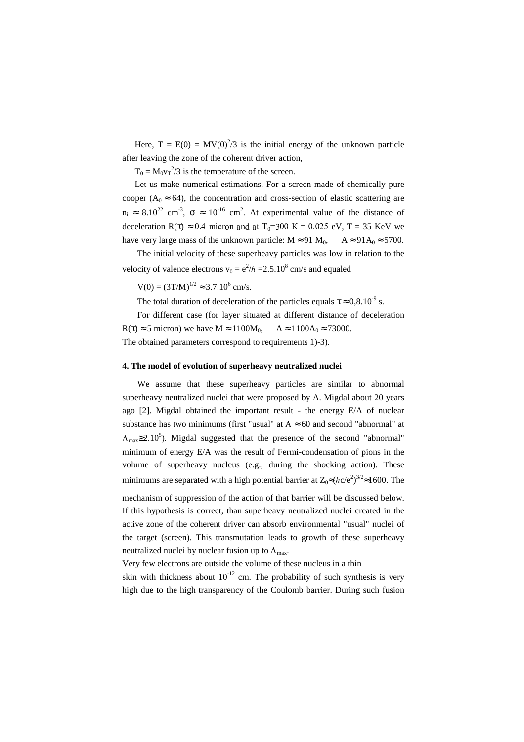Here, $T = E(0) = MV(0)^2/3$ is the initial energy of the unknown particle after leaving the zone of the coherent driver action,

$T_0 = M_0 v_T^2/3$ is the temperature of the screen.

Let us make numerical estimations. For a screen made of chemically pure cooper ($A_0 \approx 64$), the concentration and cross-section of elastic scattering are $n_i \approx 8.10^{22}$ cm$^{-3}$, $\sigma \approx 10^{-16}$ cm$^2$. At experimental value of the distance of deceleration $R(\tau) \approx 0.4$ micron and at $T_0$=300 K = 0.025 eV, T = 35 KeV we have very large mass of the unknown particle: $M \approx 91\ M_0$, $\quad A \approx 91 A_0 \approx 5700$.

The initial velocity of these superheavy particles was low in relation to the velocity of valence electrons $v_0 = e^2/\hbar = 2.5.10^8$ cm/s and equaled

$V(0) = (3T/M)^{1/2} \approx 3.7.10^6$ cm/s.

The total duration of deceleration of the particles equals $\tau \approx 0{,}8.10^{-9}$ s.

For different case (for layer situated at different distance of deceleration $R(\tau) \approx 5$ micron) we have $M \approx 1100 M_0$, $\quad A \approx 1100 A_0 \approx 73000$.

The obtained parameters correspond to requirements 1)-3).

#### 4. The model of evolution of superheavy neutralized nuclei

We assume that these superheavy particles are similar to abnormal superheavy neutralized nuclei that were proposed by A. Migdal about 20 years ago [2]. Migdal obtained the important result - the energy E/A of nuclear substance has two minimums (first "usual" at $A \approx 60$ and second "abnormal" at $A_{max} \geq 2.10^5$). Migdal suggested that the presence of the second "abnormal" minimum of energy E/A was the result of Fermi-condensation of pions in the volume of superheavy nucleus (e.g., during the shocking action). These minimums are separated with a high potential barrier at $Z_0 \approx (\hbar c/e^2)^{3/2} \approx 1600$. The mechanism of suppression of the action of that barrier will be discussed below. If this hypothesis is correct, than superheavy neutralized nuclei created in the active zone of the coherent driver can absorb environmental "usual" nuclei of the target (screen). This transmutation leads to growth of these superheavy neutralized nuclei by nuclear fusion up to $A_{max}$.

Very few electrons are outside the volume of these nucleus in a thin skin with thickness about $10^{-12}$ cm. The probability of such synthesis is very high due to the high transparency of the Coulomb barrier. During such fusion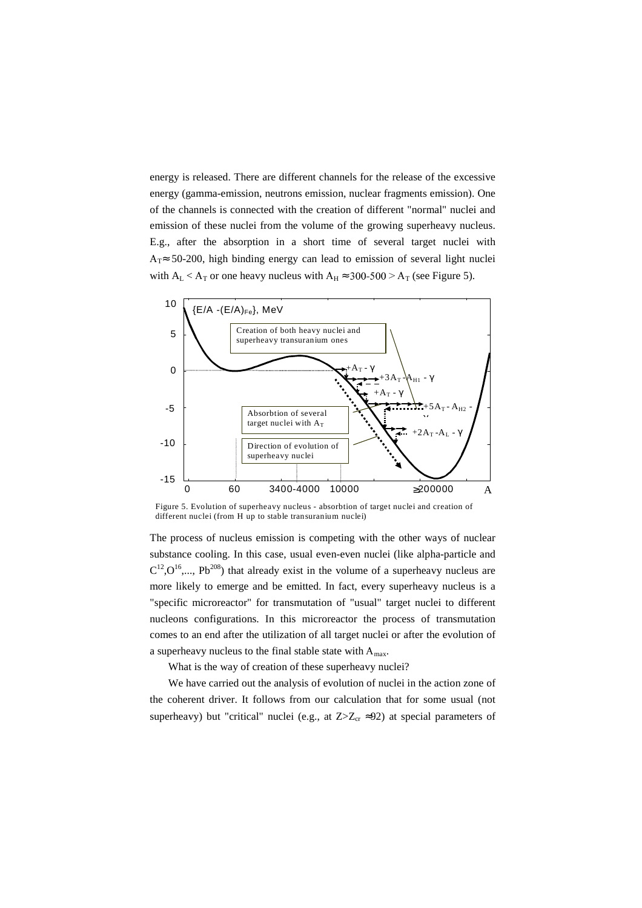energy is released. There are different channels for the release of the excessive energy (gamma-emission, neutrons emission, nuclear fragments emission). One of the channels is connected with the creation of different "normal" nuclei and emission of these nuclei from the volume of the growing superheavy nucleus. E.g., after the absorption in a short time of several target nuclei with $A_T \approx 50$-200, high binding energy can lead to emission of several light nuclei with $A_L < A_T$ or one heavy nucleus with $A_H \approx 300$-$500 > A_T$ (see Figure 5).

Figure 5. Evolution of superheavy nucleus - absorbtion of target nuclei and creation of different nuclei (from H up to stable transuranium nuclei)

The process of nucleus emission is competing with the other ways of nuclear substance cooling. In this case, usual even-even nuclei (like alpha-particle and $C^{12}$,$O^{16}$,..., $Pb^{208}$) that already exist in the volume of a superheavy nucleus are more likely to emerge and be emitted. In fact, every superheavy nucleus is a "specific microreactor" for transmutation of "usual" target nuclei to different nucleons configurations. In this microreactor the process of transmutation comes to an end after the utilization of all target nuclei or after the evolution of a superheavy nucleus to the final stable state with $A_{max}$.

What is the way of creation of these superheavy nuclei?

We have carried out the analysis of evolution of nuclei in the action zone of the coherent driver. It follows from our calculation that for some usual (not superheavy) but "critical" nuclei (e.g., at $Z>Z_{cr} \approx 92$) at special parameters of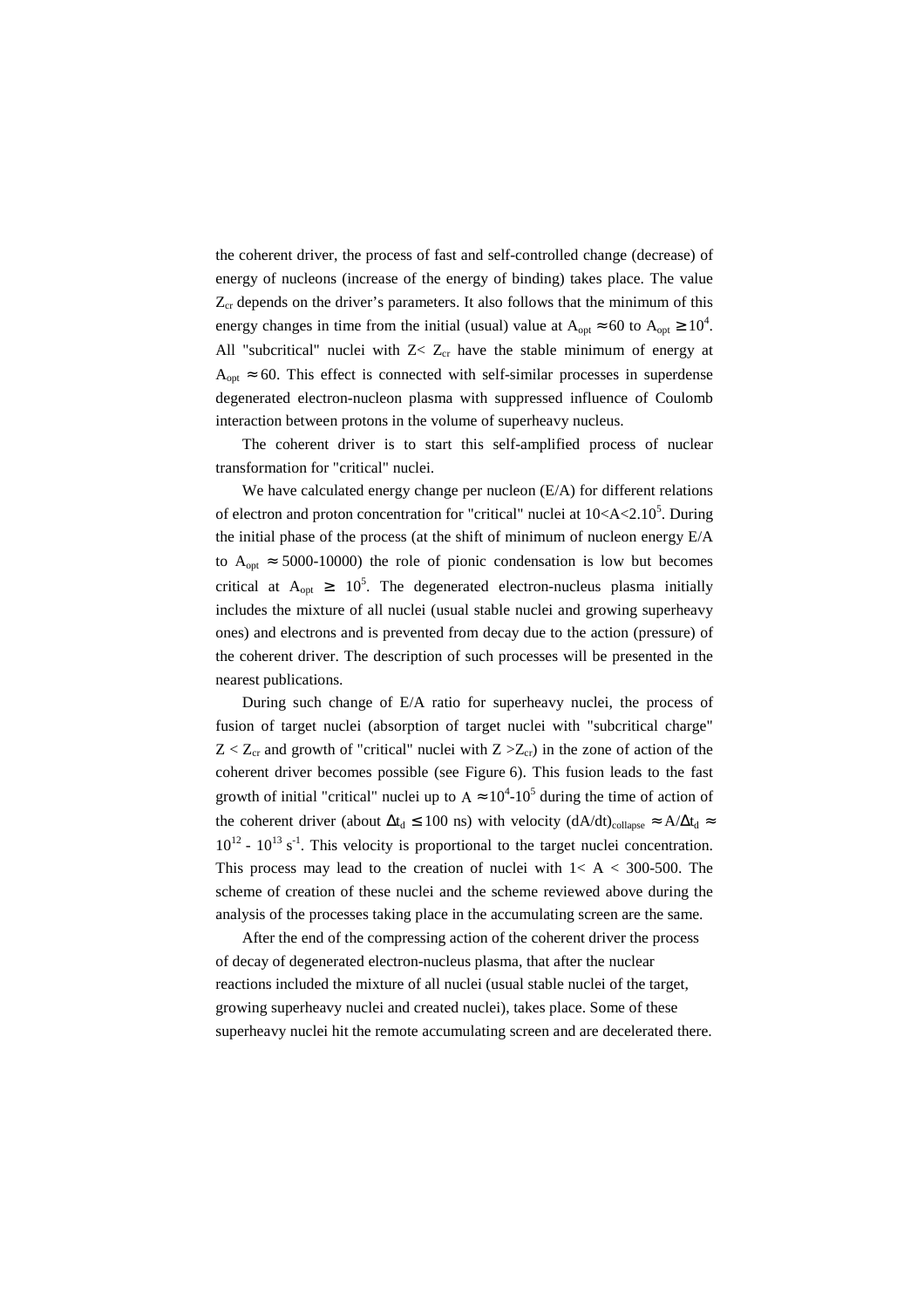the coherent driver, the process of fast and self-controlled change (decrease) of energy of nucleons (increase of the energy of binding) takes place. The value $Z_{cr}$ depends on the driver's parameters. It also follows that the minimum of this energy changes in time from the initial (usual) value at $A_{opt} \approx 60$ to $A_{opt} \geq 10^4$. All "subcritical" nuclei with $Z < Z_{cr}$ have the stable minimum of energy at $A_{opt} \approx 60$. This effect is connected with self-similar processes in superdense degenerated electron-nucleon plasma with suppressed influence of Coulomb interaction between protons in the volume of superheavy nucleus.

The coherent driver is to start this self-amplified process of nuclear transformation for "critical" nuclei.

We have calculated energy change per nucleon (E/A) for different relations of electron and proton concentration for "critical" nuclei at $10<A<2.10^5$. During the initial phase of the process (at the shift of minimum of nucleon energy E/A to $A_{opt} \approx 5000$-$10000$) the role of pionic condensation is low but becomes critical at $A_{opt} \geq 10^5$. The degenerated electron-nucleus plasma initially includes the mixture of all nuclei (usual stable nuclei and growing superheavy ones) and electrons and is prevented from decay due to the action (pressure) of the coherent driver. The description of such processes will be presented in the nearest publications.

During such change of E/A ratio for superheavy nuclei, the process of fusion of target nuclei (absorption of target nuclei with "subcritical charge" $Z < Z_{cr}$ and growth of "critical" nuclei with $Z > Z_{cr}$) in the zone of action of the coherent driver becomes possible (see Figure 6). This fusion leads to the fast growth of initial "critical" nuclei up to $A \approx 10^4$-$10^5$ during the time of action of the coherent driver (about $\Delta t_d \leq 100$ ns) with velocity $(dA/dt)_{collapse} \approx A/\Delta t_d \approx 10^{12}$ - $10^{13}$ $s^{-1}$. This velocity is proportional to the target nuclei concentration. This process may lead to the creation of nuclei with $1 < A < 300$-$500$. The scheme of creation of these nuclei and the scheme reviewed above during the analysis of the processes taking place in the accumulating screen are the same.

After the end of the compressing action of the coherent driver the process of decay of degenerated electron-nucleus plasma, that after the nuclear reactions included the mixture of all nuclei (usual stable nuclei of the target, growing superheavy nuclei and created nuclei), takes place. Some of these superheavy nuclei hit the remote accumulating screen and are decelerated there.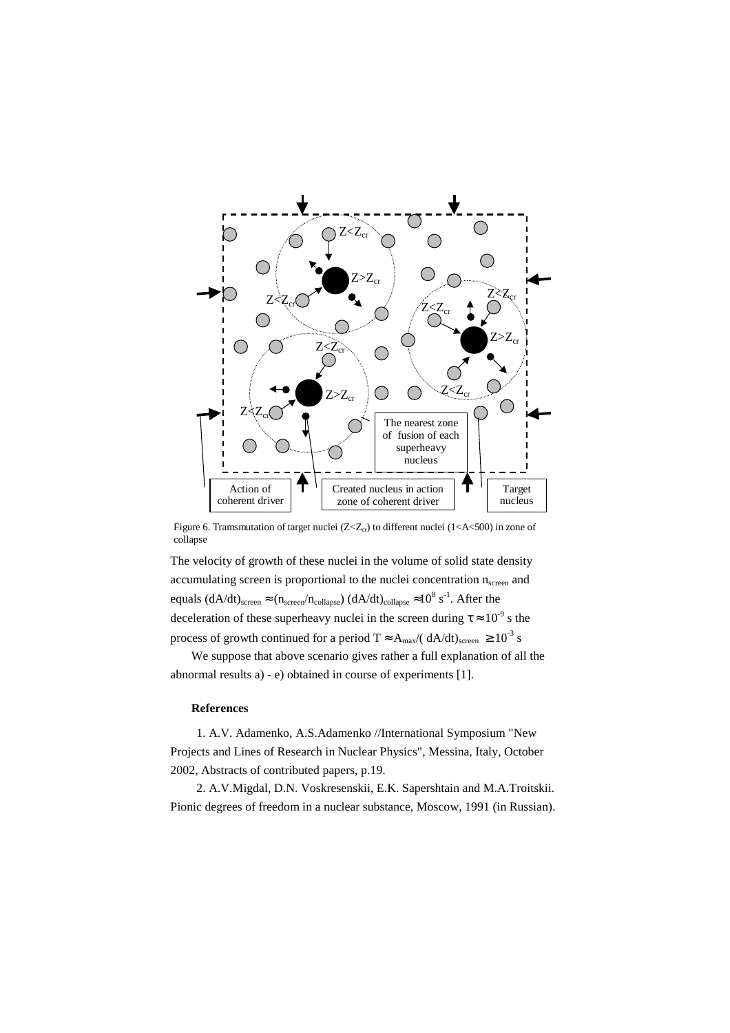Z<Z$_{cr}$

Z>Z$_{cr}$

Z<Z$_{cr}$

Z<Z$_{cr}$

Z<Z$_{cr}$

Z>Z$_{cr}$

Z<Z$_{cr}$

Z>Z$_{cr}$

Z<Z$_{cr}$

Z<Z$_{cr}$

The nearest zone of fusion of each superheavy nucleus

Action of coherent driver

Created nucleus in action zone of coherent driver

Target nucleus

Figure 6. Tramsmutation of target nuclei ($Z<Z_{cr}$) to different nuclei ($1<A<500$) in zone of collapse

The velocity of growth of these nuclei in the volume of solid state density accumulating screen is proportional to the nuclei concentration $n_{screen}$ and equals $(dA/dt)_{screen} \approx (n_{screen}/n_{collapse})\,(dA/dt)_{collapse} \approx 10^8\ s^{-1}$. After the deceleration of these superheavy nuclei in the screen during $\tau \approx 10^{-9}$ s the process of growth continued for a period $T \approx A_{max}/(\,dA/dt)_{screen} \geq 10^{-3}$ s

We suppose that above scenario gives rather a full explanation of all the abnormal results a) - e) obtained in course of experiments [1].

**References**

1. A.V. Adamenko, A.S.Adamenko //International Symposium "New Projects and Lines of Research in Nuclear Physics", Messina, Italy, October 2002, Abstracts of contributed papers, p.19.

2. A.V.Migdal, D.N. Voskresenskii, E.K. Sapershtain and M.A.Troitskii. Pionic degrees of freedom in a nuclear substance, Moscow, 1991 (in Russian).